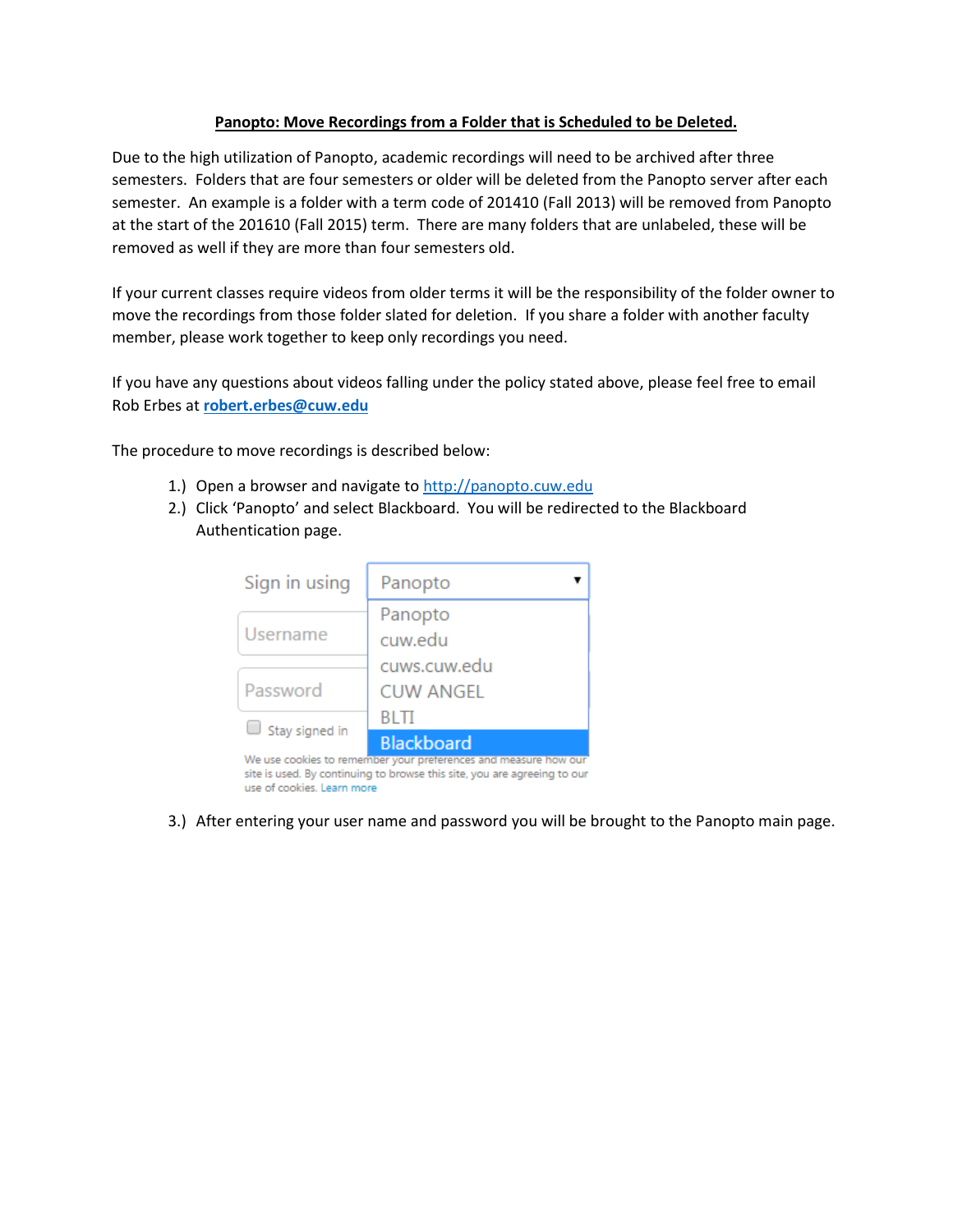**<u>Panopto: Move Recordings from a Folder that is Scheduled to be Deleted.</u>**

Due to the high utilization of Panopto, academic recordings will need to be archived after three semesters. Folders that are four semesters or older will be deleted from the Panopto server after each semester. An example is a folder with a term code of 201410 (Fall 2013) will be removed from Panopto at the start of the 201610 (Fall 2015) term. There are many folders that are unlabeled, these will be removed as well if they are more than four semesters old.

If your current classes require videos from older terms it will be the responsibility of the folder owner to move the recordings from those folder slated for deletion. If you share a folder with another faculty member, please work together to keep only recordings you need.

If you have any questions about videos falling under the policy stated above, please feel free to email Rob Erbes at **robert.erbes@cuw.edu**

The procedure to move recordings is described below:

1.) Open a browser and navigate to http://panopto.cuw.edu
2.) Click 'Panopto' and select Blackboard. You will be redirected to the Blackboard Authentication page.

Sign in using Panopto

Username

Password

Stay signed in

Panopto
cuw.edu
cuws.cuw.edu
CUW ANGEL
BLTI
Blackboard

We use cookies to remember your preferences and measure how our site is used. By continuing to browse this site, you are agreeing to our use of cookies. Learn more

3.) After entering your user name and password you will be brought to the Panopto main page.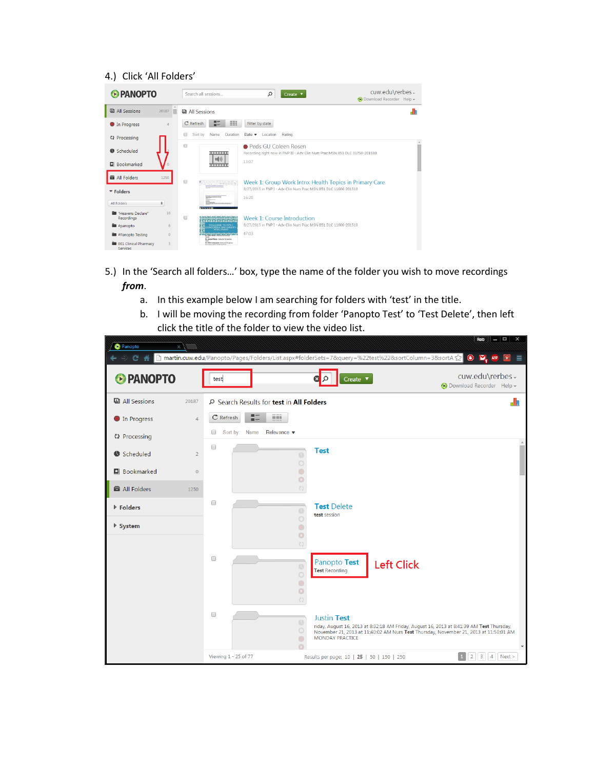4.) Click ‘All Folders’

5.) In the ‘Search all folders…’ box, type the name of the folder you wish to move recordings ***from***.

   a. In this example below I am searching for folders with ‘test’ in the title.
   b. I will be moving the recording from folder ‘Panopto Test’ to ‘Test Delete’, then left click the title of the folder to view the video list.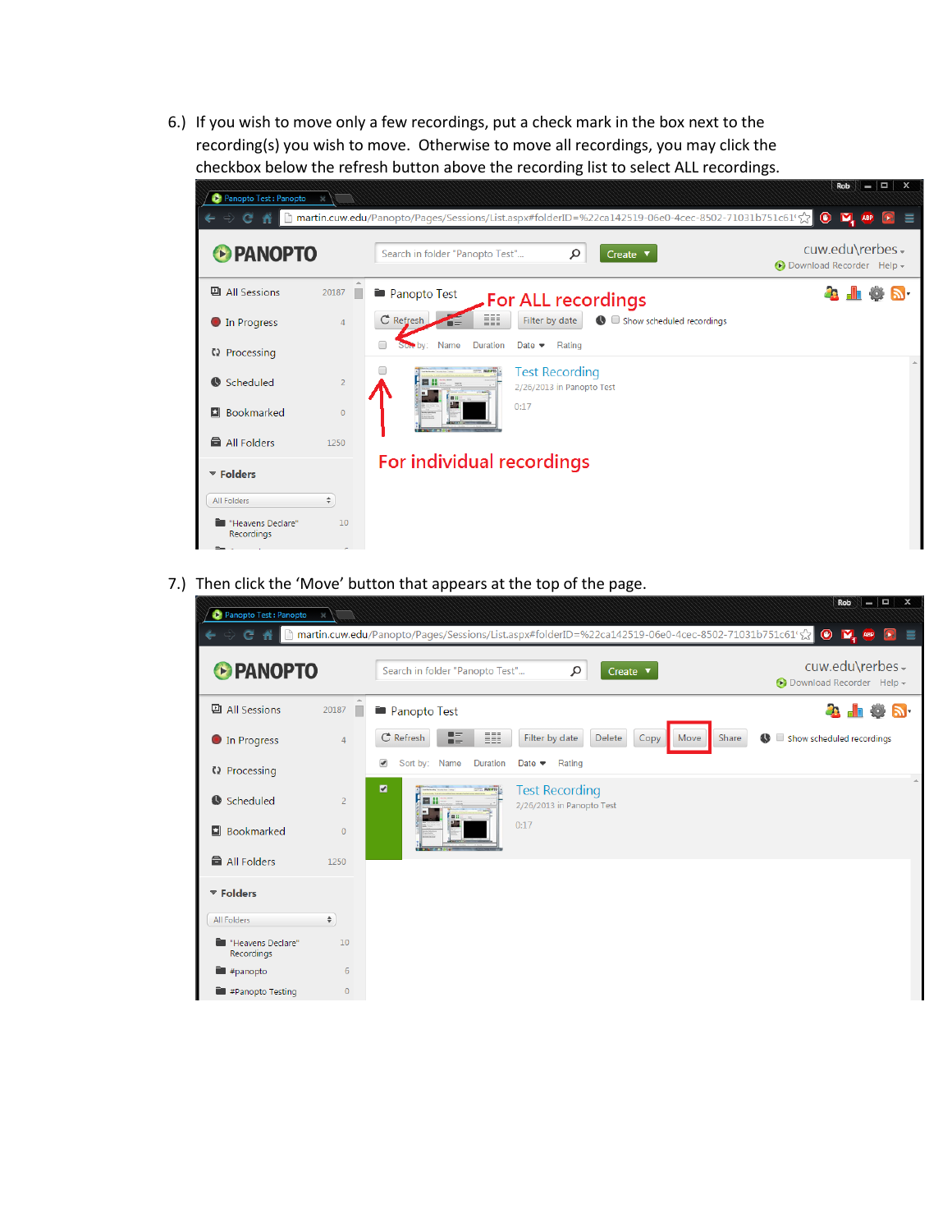6.) If you wish to move only a few recordings, put a check mark in the box next to the recording(s) you wish to move. Otherwise to move all recordings, you may click the checkbox below the refresh button above the recording list to select ALL recordings.

7.) Then click the ‘Move’ button that appears at the top of the page.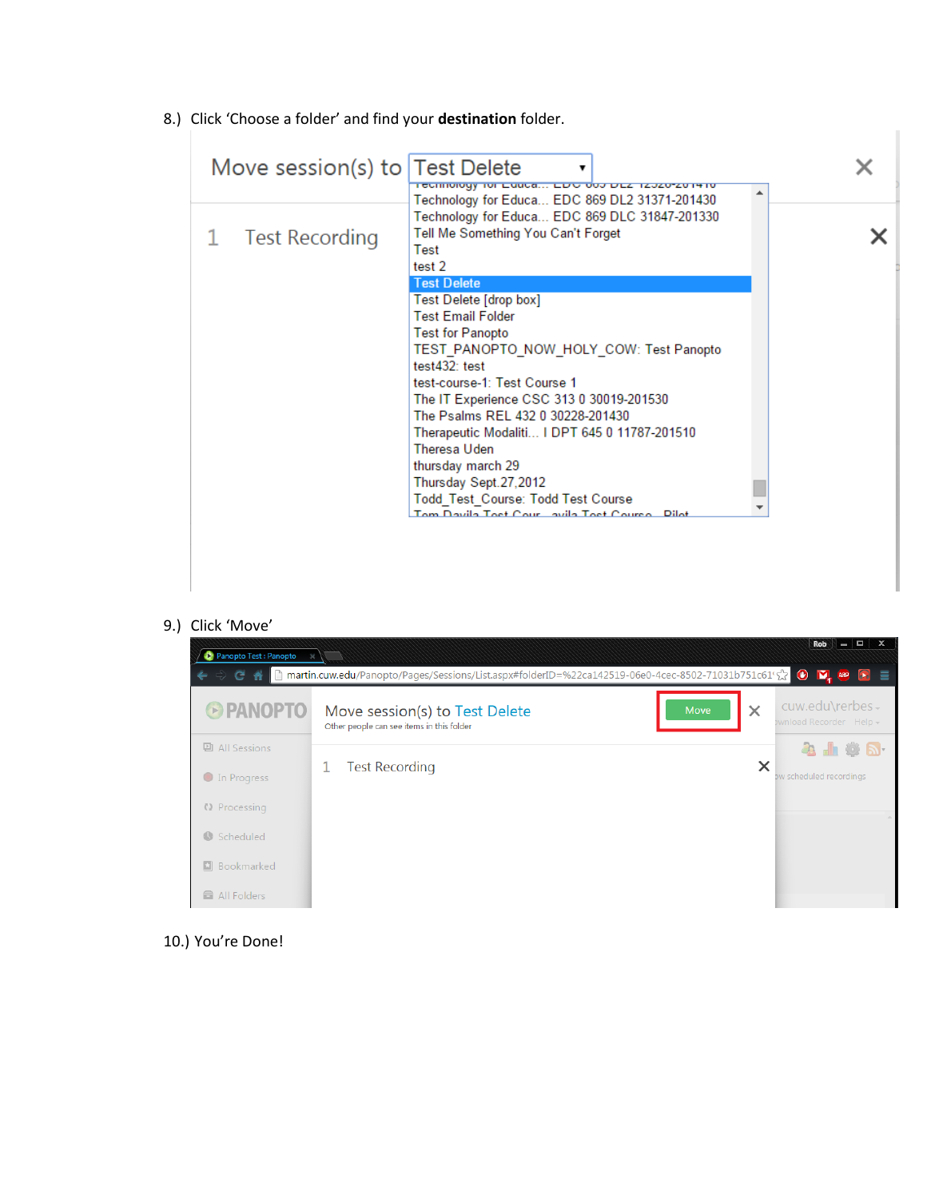8.) Click ‘Choose a folder’ and find your **destination** folder.

9.) Click ‘Move’

10.) You’re Done!